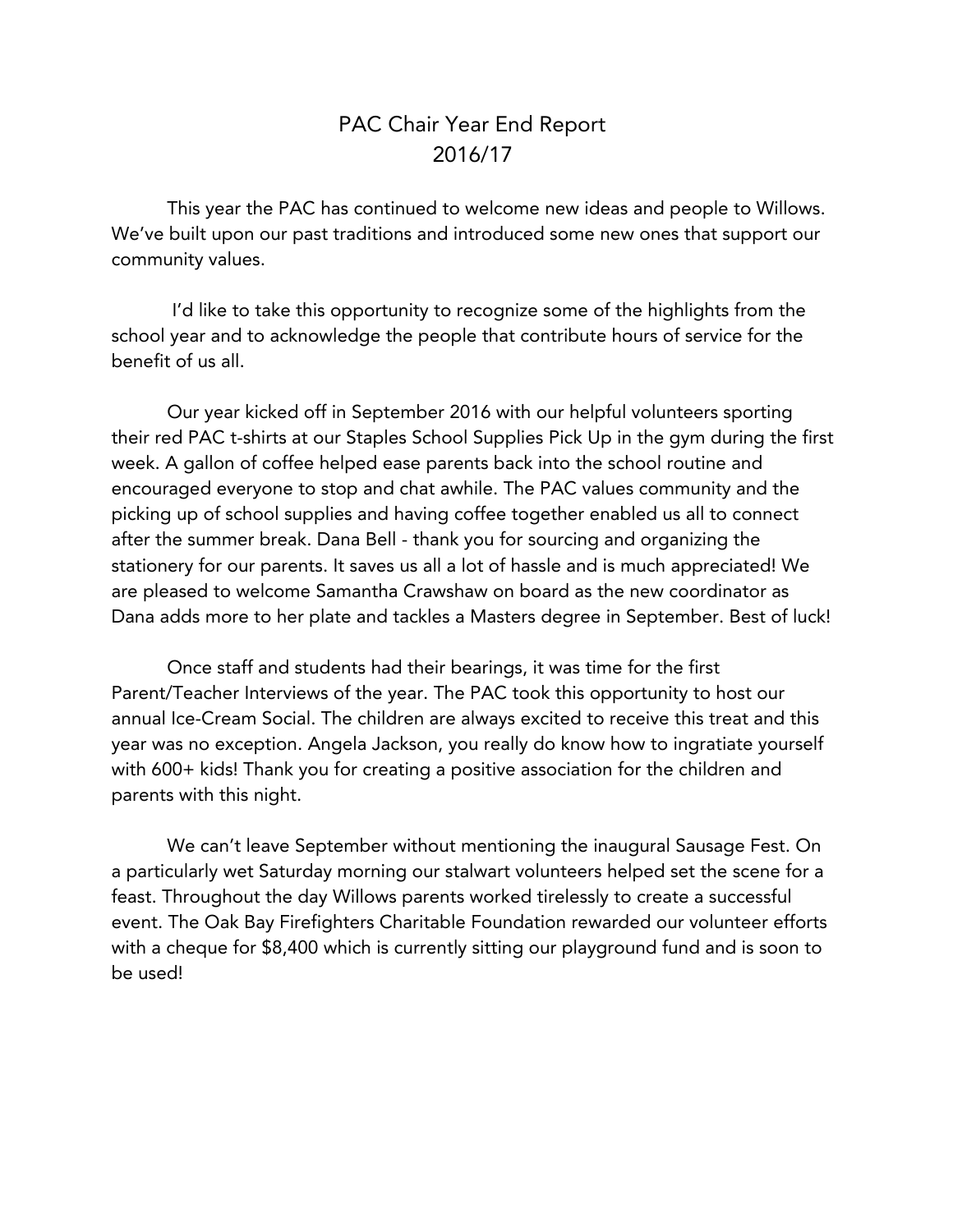# PAC Chair Year End Report
# 2016/17

This year the PAC has continued to welcome new ideas and people to Willows. We've built upon our past traditions and introduced some new ones that support our community values.

I'd like to take this opportunity to recognize some of the highlights from the school year and to acknowledge the people that contribute hours of service for the benefit of us all.

Our year kicked off in September 2016 with our helpful volunteers sporting their red PAC t-shirts at our Staples School Supplies Pick Up in the gym during the first week. A gallon of coffee helped ease parents back into the school routine and encouraged everyone to stop and chat awhile. The PAC values community and the picking up of school supplies and having coffee together enabled us all to connect after the summer break. Dana Bell - thank you for sourcing and organizing the stationery for our parents. It saves us all a lot of hassle and is much appreciated! We are pleased to welcome Samantha Crawshaw on board as the new coordinator as Dana adds more to her plate and tackles a Masters degree in September. Best of luck!

Once staff and students had their bearings, it was time for the first Parent/Teacher Interviews of the year. The PAC took this opportunity to host our annual Ice-Cream Social. The children are always excited to receive this treat and this year was no exception. Angela Jackson, you really do know how to ingratiate yourself with 600+ kids! Thank you for creating a positive association for the children and parents with this night.

We can't leave September without mentioning the inaugural Sausage Fest. On a particularly wet Saturday morning our stalwart volunteers helped set the scene for a feast. Throughout the day Willows parents worked tirelessly to create a successful event. The Oak Bay Firefighters Charitable Foundation rewarded our volunteer efforts with a cheque for $8,400 which is currently sitting our playground fund and is soon to be used!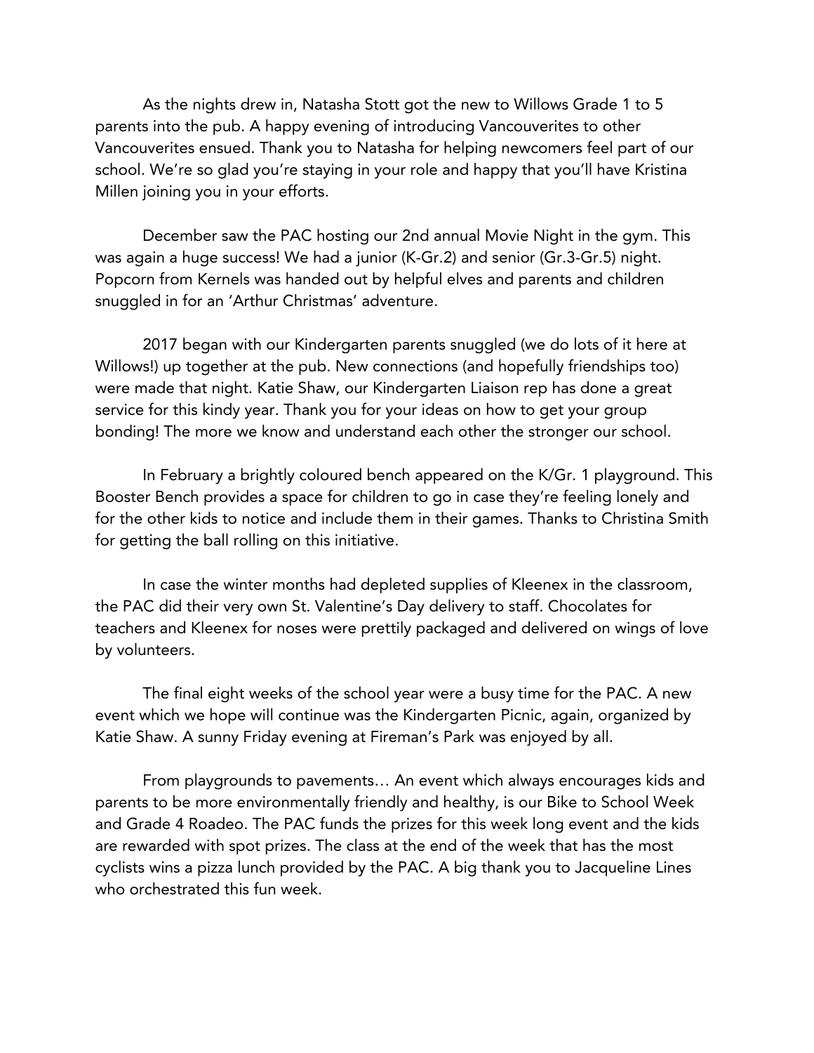As the nights drew in, Natasha Stott got the new to Willows Grade 1 to 5 parents into the pub. A happy evening of introducing Vancouverites to other Vancouverites ensued. Thank you to Natasha for helping newcomers feel part of our school. We're so glad you're staying in your role and happy that you'll have Kristina Millen joining you in your efforts.

December saw the PAC hosting our 2nd annual Movie Night in the gym. This was again a huge success! We had a junior (K-Gr.2) and senior (Gr.3-Gr.5) night. Popcorn from Kernels was handed out by helpful elves and parents and children snuggled in for an 'Arthur Christmas' adventure.

2017 began with our Kindergarten parents snuggled (we do lots of it here at Willows!) up together at the pub. New connections (and hopefully friendships too) were made that night. Katie Shaw, our Kindergarten Liaison rep has done a great service for this kindy year. Thank you for your ideas on how to get your group bonding! The more we know and understand each other the stronger our school.

In February a brightly coloured bench appeared on the K/Gr. 1 playground. This Booster Bench provides a space for children to go in case they're feeling lonely and for the other kids to notice and include them in their games. Thanks to Christina Smith for getting the ball rolling on this initiative.

In case the winter months had depleted supplies of Kleenex in the classroom, the PAC did their very own St. Valentine's Day delivery to staff. Chocolates for teachers and Kleenex for noses were prettily packaged and delivered on wings of love by volunteers.

The final eight weeks of the school year were a busy time for the PAC. A new event which we hope will continue was the Kindergarten Picnic, again, organized by Katie Shaw. A sunny Friday evening at Fireman's Park was enjoyed by all.

From playgrounds to pavements… An event which always encourages kids and parents to be more environmentally friendly and healthy, is our Bike to School Week and Grade 4 Roadeo. The PAC funds the prizes for this week long event and the kids are rewarded with spot prizes. The class at the end of the week that has the most cyclists wins a pizza lunch provided by the PAC. A big thank you to Jacqueline Lines who orchestrated this fun week.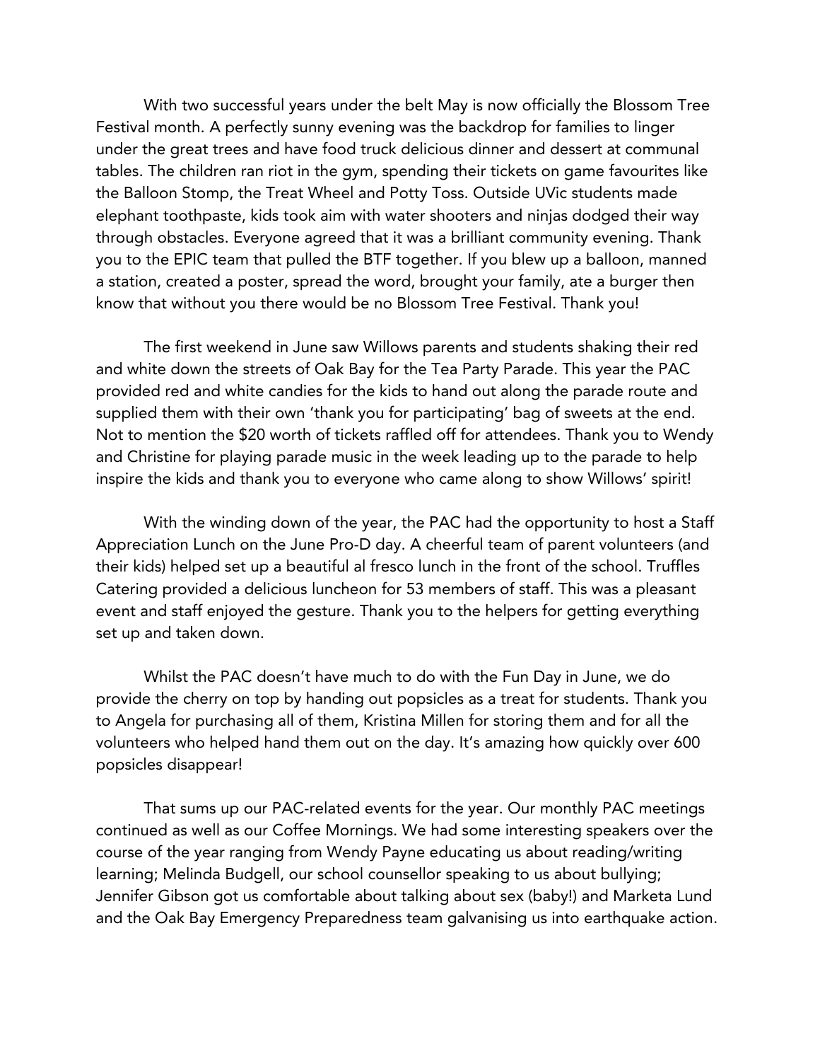With two successful years under the belt May is now officially the Blossom Tree Festival month. A perfectly sunny evening was the backdrop for families to linger under the great trees and have food truck delicious dinner and dessert at communal tables. The children ran riot in the gym, spending their tickets on game favourites like the Balloon Stomp, the Treat Wheel and Potty Toss. Outside UVic students made elephant toothpaste, kids took aim with water shooters and ninjas dodged their way through obstacles. Everyone agreed that it was a brilliant community evening. Thank you to the EPIC team that pulled the BTF together. If you blew up a balloon, manned a station, created a poster, spread the word, brought your family, ate a burger then know that without you there would be no Blossom Tree Festival. Thank you!

The first weekend in June saw Willows parents and students shaking their red and white down the streets of Oak Bay for the Tea Party Parade. This year the PAC provided red and white candies for the kids to hand out along the parade route and supplied them with their own 'thank you for participating' bag of sweets at the end. Not to mention the $20 worth of tickets raffled off for attendees. Thank you to Wendy and Christine for playing parade music in the week leading up to the parade to help inspire the kids and thank you to everyone who came along to show Willows' spirit!

With the winding down of the year, the PAC had the opportunity to host a Staff Appreciation Lunch on the June Pro-D day. A cheerful team of parent volunteers (and their kids) helped set up a beautiful al fresco lunch in the front of the school. Truffles Catering provided a delicious luncheon for 53 members of staff. This was a pleasant event and staff enjoyed the gesture. Thank you to the helpers for getting everything set up and taken down.

Whilst the PAC doesn't have much to do with the Fun Day in June, we do provide the cherry on top by handing out popsicles as a treat for students. Thank you to Angela for purchasing all of them, Kristina Millen for storing them and for all the volunteers who helped hand them out on the day. It's amazing how quickly over 600 popsicles disappear!

That sums up our PAC-related events for the year. Our monthly PAC meetings continued as well as our Coffee Mornings. We had some interesting speakers over the course of the year ranging from Wendy Payne educating us about reading/writing learning; Melinda Budgell, our school counsellor speaking to us about bullying; Jennifer Gibson got us comfortable about talking about sex (baby!) and Marketa Lund and the Oak Bay Emergency Preparedness team galvanising us into earthquake action.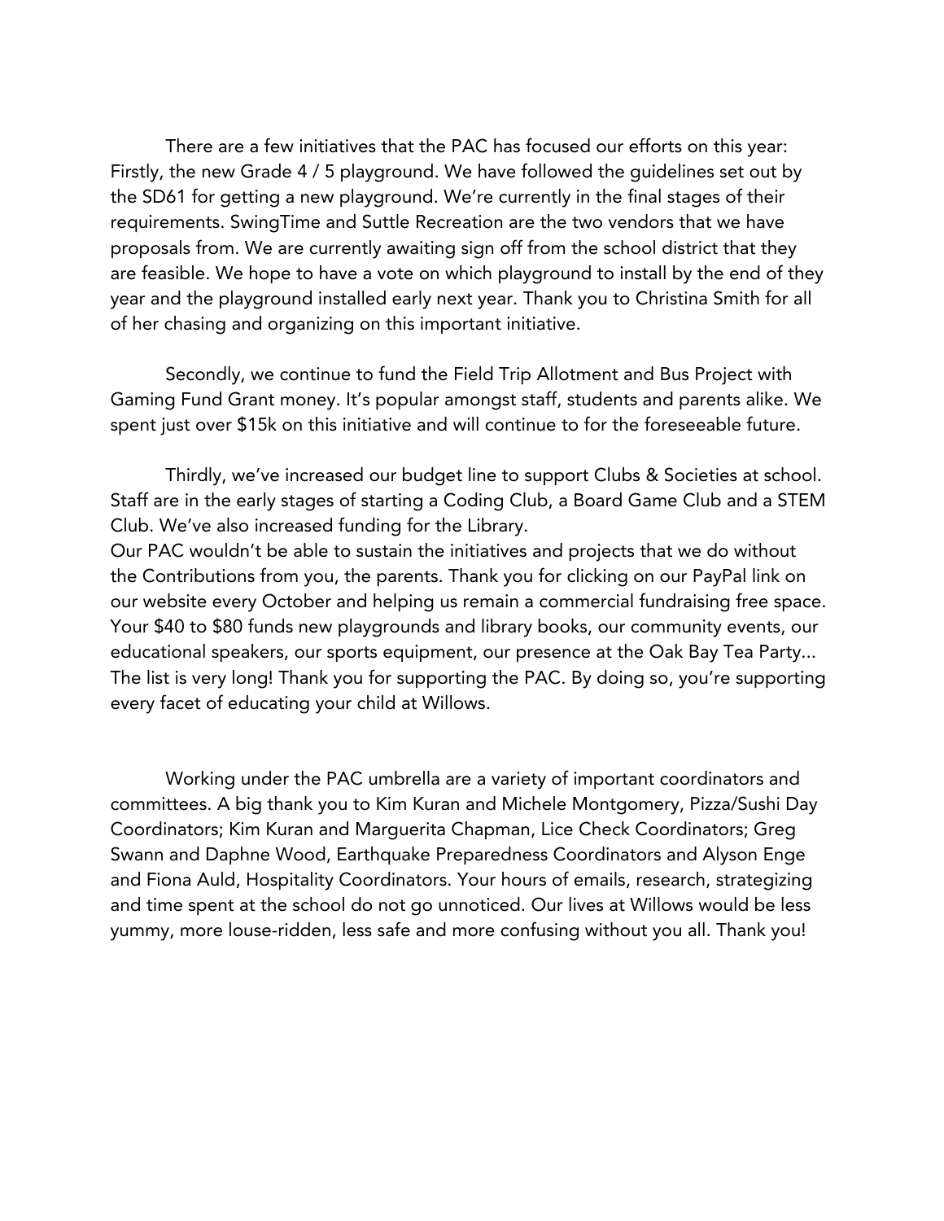There are a few initiatives that the PAC has focused our efforts on this year: Firstly, the new Grade 4 / 5 playground. We have followed the guidelines set out by the SD61 for getting a new playground. We're currently in the final stages of their requirements. SwingTime and Suttle Recreation are the two vendors that we have proposals from. We are currently awaiting sign off from the school district that they are feasible. We hope to have a vote on which playground to install by the end of they year and the playground installed early next year. Thank you to Christina Smith for all of her chasing and organizing on this important initiative.

Secondly, we continue to fund the Field Trip Allotment and Bus Project with Gaming Fund Grant money. It's popular amongst staff, students and parents alike. We spent just over $15k on this initiative and will continue to for the foreseeable future.

Thirdly, we've increased our budget line to support Clubs & Societies at school. Staff are in the early stages of starting a Coding Club, a Board Game Club and a STEM Club. We've also increased funding for the Library.
Our PAC wouldn't be able to sustain the initiatives and projects that we do without the Contributions from you, the parents. Thank you for clicking on our PayPal link on our website every October and helping us remain a commercial fundraising free space. Your $40 to $80 funds new playgrounds and library books, our community events, our educational speakers, our sports equipment, our presence at the Oak Bay Tea Party... The list is very long! Thank you for supporting the PAC. By doing so, you're supporting every facet of educating your child at Willows.

Working under the PAC umbrella are a variety of important coordinators and committees. A big thank you to Kim Kuran and Michele Montgomery, Pizza/Sushi Day Coordinators; Kim Kuran and Marguerita Chapman, Lice Check Coordinators; Greg Swann and Daphne Wood, Earthquake Preparedness Coordinators and Alyson Enge and Fiona Auld, Hospitality Coordinators. Your hours of emails, research, strategizing and time spent at the school do not go unnoticed. Our lives at Willows would be less yummy, more louse-ridden, less safe and more confusing without you all. Thank you!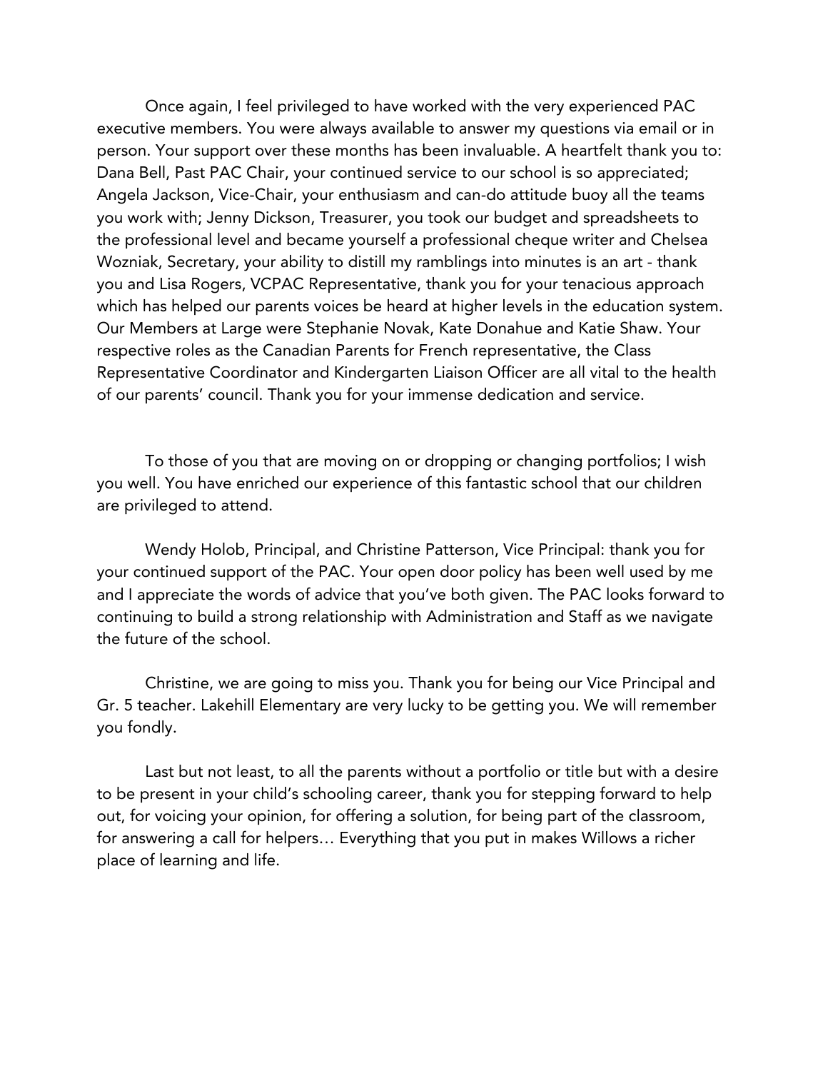Once again, I feel privileged to have worked with the very experienced PAC executive members. You were always available to answer my questions via email or in person. Your support over these months has been invaluable. A heartfelt thank you to: Dana Bell, Past PAC Chair, your continued service to our school is so appreciated; Angela Jackson, Vice-Chair, your enthusiasm and can-do attitude buoy all the teams you work with; Jenny Dickson, Treasurer, you took our budget and spreadsheets to the professional level and became yourself a professional cheque writer and Chelsea Wozniak, Secretary, your ability to distill my ramblings into minutes is an art - thank you and Lisa Rogers, VCPAC Representative, thank you for your tenacious approach which has helped our parents voices be heard at higher levels in the education system. Our Members at Large were Stephanie Novak, Kate Donahue and Katie Shaw. Your respective roles as the Canadian Parents for French representative, the Class Representative Coordinator and Kindergarten Liaison Officer are all vital to the health of our parents' council. Thank you for your immense dedication and service.

To those of you that are moving on or dropping or changing portfolios; I wish you well. You have enriched our experience of this fantastic school that our children are privileged to attend.

Wendy Holob, Principal, and Christine Patterson, Vice Principal: thank you for your continued support of the PAC. Your open door policy has been well used by me and I appreciate the words of advice that you've both given. The PAC looks forward to continuing to build a strong relationship with Administration and Staff as we navigate the future of the school.

Christine, we are going to miss you. Thank you for being our Vice Principal and Gr. 5 teacher. Lakehill Elementary are very lucky to be getting you. We will remember you fondly.

Last but not least, to all the parents without a portfolio or title but with a desire to be present in your child's schooling career, thank you for stepping forward to help out, for voicing your opinion, for offering a solution, for being part of the classroom, for answering a call for helpers… Everything that you put in makes Willows a richer place of learning and life.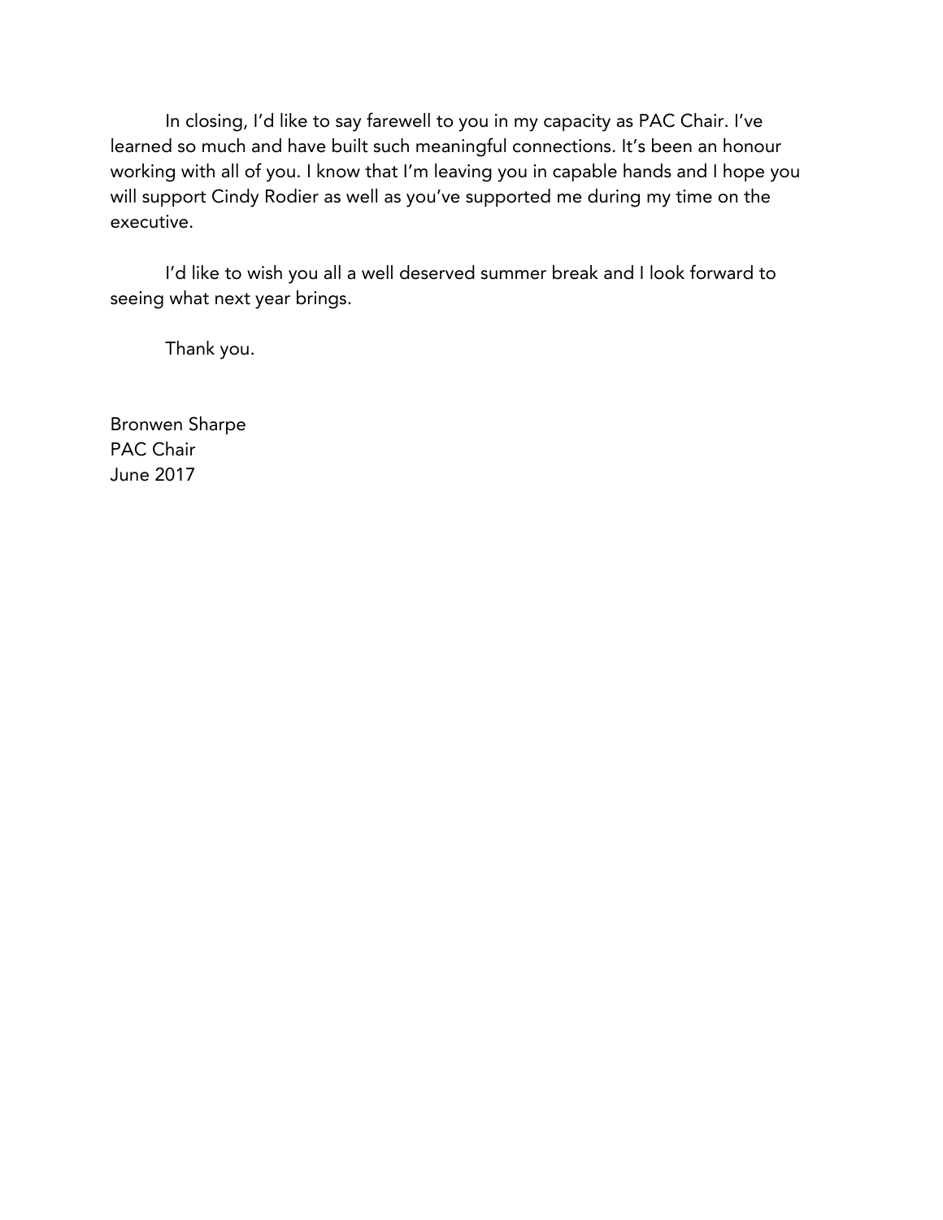In closing, I'd like to say farewell to you in my capacity as PAC Chair. I've learned so much and have built such meaningful connections. It's been an honour working with all of you. I know that I'm leaving you in capable hands and I hope you will support Cindy Rodier as well as you've supported me during my time on the executive.

I'd like to wish you all a well deserved summer break and I look forward to seeing what next year brings.

Thank you.

Bronwen Sharpe
PAC Chair
June 2017